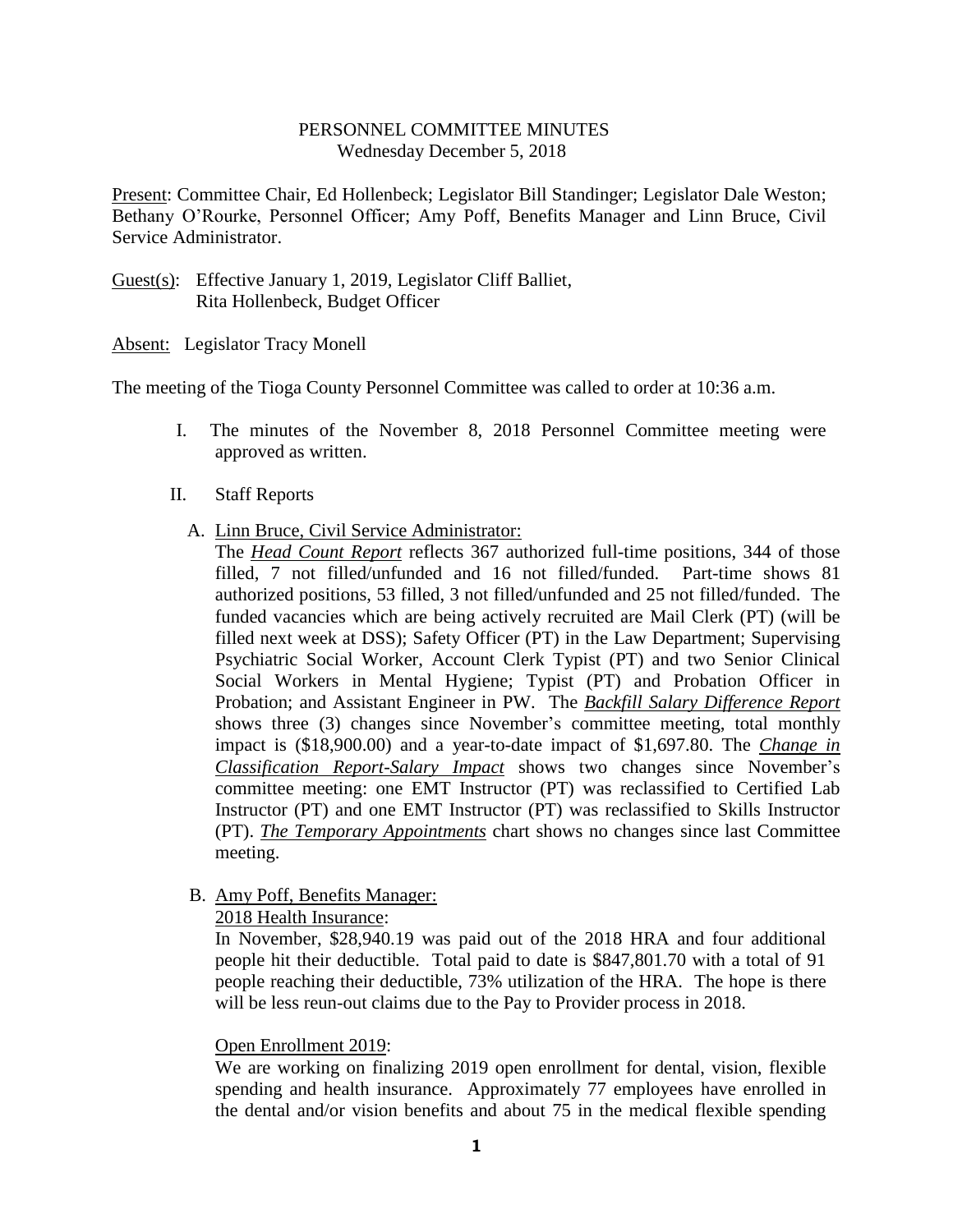PERSONNEL COMMITTEE MINUTES
Wednesday December 5, 2018

Present: Committee Chair, Ed Hollenbeck; Legislator Bill Standinger; Legislator Dale Weston; Bethany O'Rourke, Personnel Officer; Amy Poff, Benefits Manager and Linn Bruce, Civil Service Administrator.

Guest(s): Effective January 1, 2019, Legislator Cliff Balliet,
Rita Hollenbeck, Budget Officer

Absent: Legislator Tracy Monell

The meeting of the Tioga County Personnel Committee was called to order at 10:36 a.m.

I. The minutes of the November 8, 2018 Personnel Committee meeting were approved as written.

II. Staff Reports

A. Linn Bruce, Civil Service Administrator:
The ***Head Count Report*** reflects 367 authorized full-time positions, 344 of those filled, 7 not filled/unfunded and 16 not filled/funded. Part-time shows 81 authorized positions, 53 filled, 3 not filled/unfunded and 25 not filled/funded. The funded vacancies which are being actively recruited are Mail Clerk (PT) (will be filled next week at DSS); Safety Officer (PT) in the Law Department; Supervising Psychiatric Social Worker, Account Clerk Typist (PT) and two Senior Clinical Social Workers in Mental Hygiene; Typist (PT) and Probation Officer in Probation; and Assistant Engineer in PW. The ***Backfill Salary Difference Report*** shows three (3) changes since November's committee meeting, total monthly impact is ($18,900.00) and a year-to-date impact of $1,697.80. The ***Change in Classification Report-Salary Impact*** shows two changes since November's committee meeting: one EMT Instructor (PT) was reclassified to Certified Lab Instructor (PT) and one EMT Instructor (PT) was reclassified to Skills Instructor (PT). ***The Temporary Appointments*** chart shows no changes since last Committee meeting.

B. Amy Poff, Benefits Manager:
2018 Health Insurance:
In November, $28,940.19 was paid out of the 2018 HRA and four additional people hit their deductible. Total paid to date is $847,801.70 with a total of 91 people reaching their deductible, 73% utilization of the HRA. The hope is there will be less reun-out claims due to the Pay to Provider process in 2018.

Open Enrollment 2019:
We are working on finalizing 2019 open enrollment for dental, vision, flexible spending and health insurance. Approximately 77 employees have enrolled in the dental and/or vision benefits and about 75 in the medical flexible spending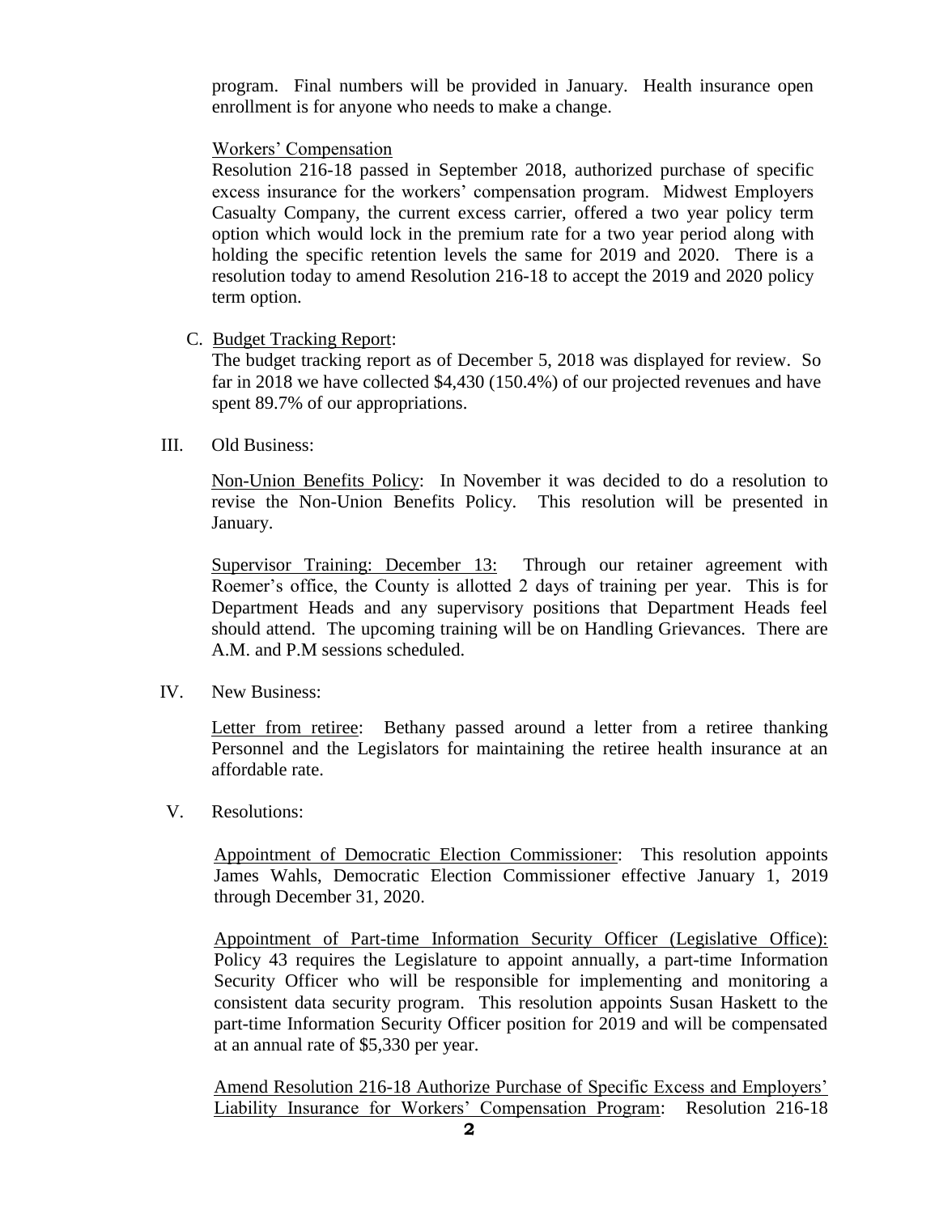program. Final numbers will be provided in January. Health insurance open enrollment is for anyone who needs to make a change.

Workers' Compensation

Resolution 216-18 passed in September 2018, authorized purchase of specific excess insurance for the workers' compensation program. Midwest Employers Casualty Company, the current excess carrier, offered a two year policy term option which would lock in the premium rate for a two year period along with holding the specific retention levels the same for 2019 and 2020. There is a resolution today to amend Resolution 216-18 to accept the 2019 and 2020 policy term option.

C. Budget Tracking Report:

The budget tracking report as of December 5, 2018 was displayed for review. So far in 2018 we have collected $4,430 (150.4%) of our projected revenues and have spent 89.7% of our appropriations.

III. Old Business:

Non-Union Benefits Policy: In November it was decided to do a resolution to revise the Non-Union Benefits Policy. This resolution will be presented in January.

Supervisor Training: December 13: Through our retainer agreement with Roemer's office, the County is allotted 2 days of training per year. This is for Department Heads and any supervisory positions that Department Heads feel should attend. The upcoming training will be on Handling Grievances. There are A.M. and P.M sessions scheduled.

IV. New Business:

Letter from retiree: Bethany passed around a letter from a retiree thanking Personnel and the Legislators for maintaining the retiree health insurance at an affordable rate.

V. Resolutions:

Appointment of Democratic Election Commissioner: This resolution appoints James Wahls, Democratic Election Commissioner effective January 1, 2019 through December 31, 2020.

Appointment of Part-time Information Security Officer (Legislative Office): Policy 43 requires the Legislature to appoint annually, a part-time Information Security Officer who will be responsible for implementing and monitoring a consistent data security program. This resolution appoints Susan Haskett to the part-time Information Security Officer position for 2019 and will be compensated at an annual rate of $5,330 per year.

Amend Resolution 216-18 Authorize Purchase of Specific Excess and Employers' Liability Insurance for Workers' Compensation Program: Resolution 216-18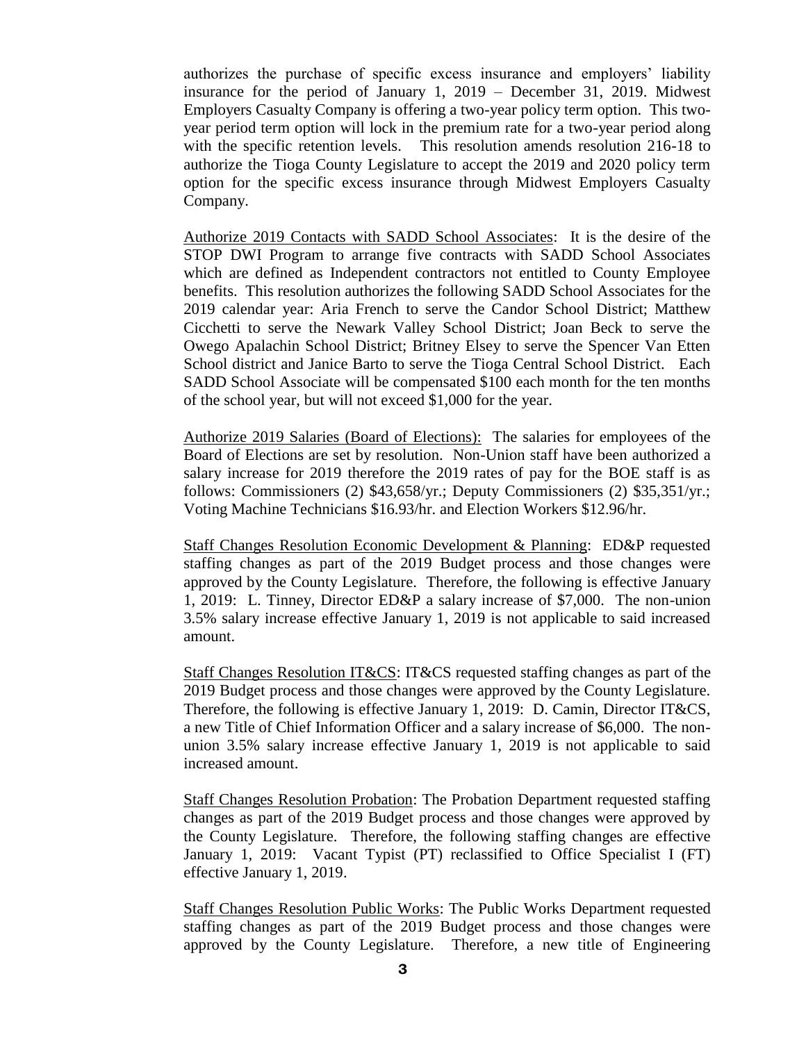authorizes the purchase of specific excess insurance and employers' liability insurance for the period of January 1, 2019 – December 31, 2019. Midwest Employers Casualty Company is offering a two-year policy term option. This two-year period term option will lock in the premium rate for a two-year period along with the specific retention levels. This resolution amends resolution 216-18 to authorize the Tioga County Legislature to accept the 2019 and 2020 policy term option for the specific excess insurance through Midwest Employers Casualty Company.

Authorize 2019 Contacts with SADD School Associates: It is the desire of the STOP DWI Program to arrange five contracts with SADD School Associates which are defined as Independent contractors not entitled to County Employee benefits. This resolution authorizes the following SADD School Associates for the 2019 calendar year: Aria French to serve the Candor School District; Matthew Cicchetti to serve the Newark Valley School District; Joan Beck to serve the Owego Apalachin School District; Britney Elsey to serve the Spencer Van Etten School district and Janice Barto to serve the Tioga Central School District. Each SADD School Associate will be compensated $100 each month for the ten months of the school year, but will not exceed $1,000 for the year.

Authorize 2019 Salaries (Board of Elections): The salaries for employees of the Board of Elections are set by resolution. Non-Union staff have been authorized a salary increase for 2019 therefore the 2019 rates of pay for the BOE staff is as follows: Commissioners (2) $43,658/yr.; Deputy Commissioners (2) $35,351/yr.; Voting Machine Technicians $16.93/hr. and Election Workers $12.96/hr.

Staff Changes Resolution Economic Development & Planning: ED&P requested staffing changes as part of the 2019 Budget process and those changes were approved by the County Legislature. Therefore, the following is effective January 1, 2019: L. Tinney, Director ED&P a salary increase of $7,000. The non-union 3.5% salary increase effective January 1, 2019 is not applicable to said increased amount.

Staff Changes Resolution IT&CS: IT&CS requested staffing changes as part of the 2019 Budget process and those changes were approved by the County Legislature. Therefore, the following is effective January 1, 2019: D. Camin, Director IT&CS, a new Title of Chief Information Officer and a salary increase of $6,000. The non-union 3.5% salary increase effective January 1, 2019 is not applicable to said increased amount.

Staff Changes Resolution Probation: The Probation Department requested staffing changes as part of the 2019 Budget process and those changes were approved by the County Legislature. Therefore, the following staffing changes are effective January 1, 2019: Vacant Typist (PT) reclassified to Office Specialist I (FT) effective January 1, 2019.

Staff Changes Resolution Public Works: The Public Works Department requested staffing changes as part of the 2019 Budget process and those changes were approved by the County Legislature. Therefore, a new title of Engineering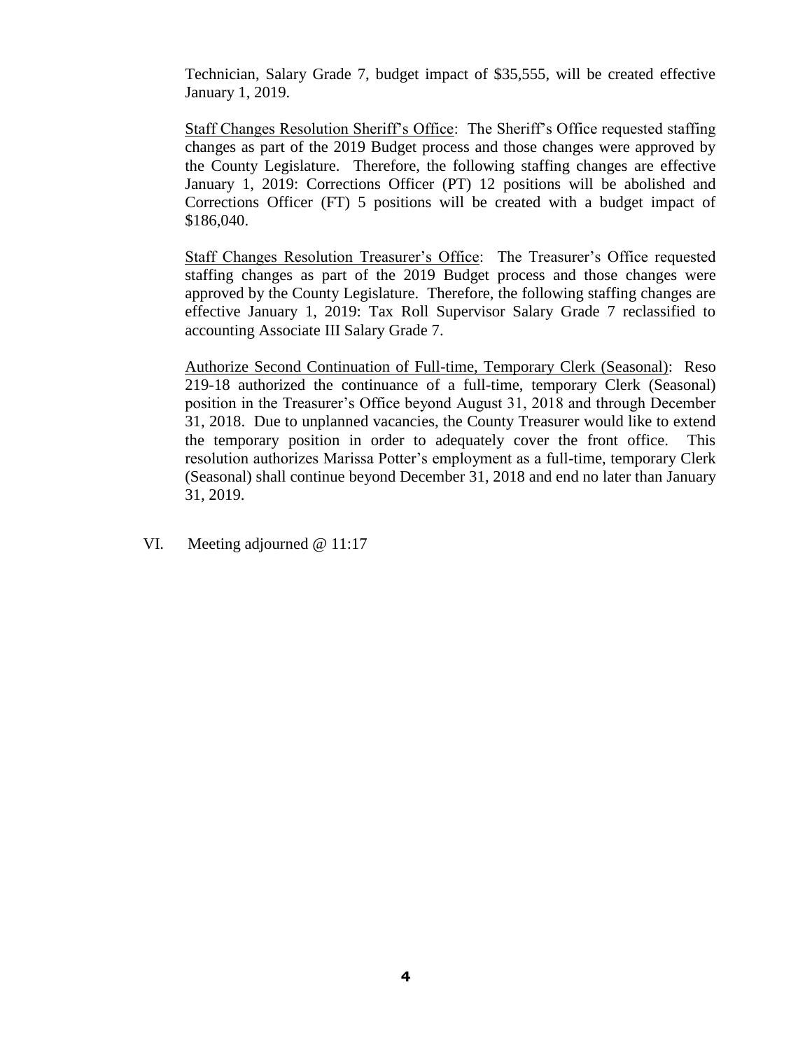Technician, Salary Grade 7, budget impact of $35,555, will be created effective January 1, 2019.

Staff Changes Resolution Sheriff's Office: The Sheriff's Office requested staffing changes as part of the 2019 Budget process and those changes were approved by the County Legislature. Therefore, the following staffing changes are effective January 1, 2019: Corrections Officer (PT) 12 positions will be abolished and Corrections Officer (FT) 5 positions will be created with a budget impact of $186,040.

Staff Changes Resolution Treasurer's Office: The Treasurer's Office requested staffing changes as part of the 2019 Budget process and those changes were approved by the County Legislature. Therefore, the following staffing changes are effective January 1, 2019: Tax Roll Supervisor Salary Grade 7 reclassified to accounting Associate III Salary Grade 7.

Authorize Second Continuation of Full-time, Temporary Clerk (Seasonal): Reso 219-18 authorized the continuance of a full-time, temporary Clerk (Seasonal) position in the Treasurer's Office beyond August 31, 2018 and through December 31, 2018. Due to unplanned vacancies, the County Treasurer would like to extend the temporary position in order to adequately cover the front office. This resolution authorizes Marissa Potter's employment as a full-time, temporary Clerk (Seasonal) shall continue beyond December 31, 2018 and end no later than January 31, 2019.

VI. Meeting adjourned @ 11:17